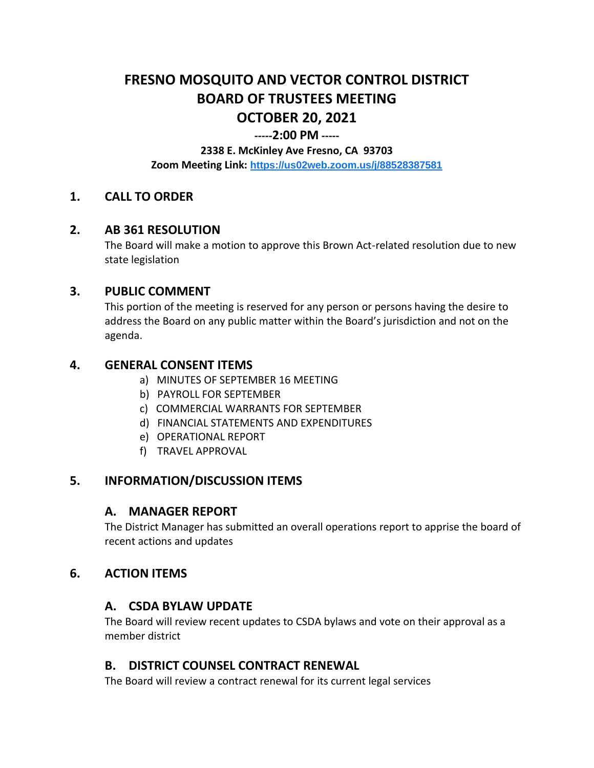# FRESNO MOSQUITO AND VECTOR CONTROL DISTRICT
# BOARD OF TRUSTEES MEETING
# OCTOBER 20, 2021

**-----2:00 PM -----**

**2338 E. McKinley Ave Fresno, CA 93703**

**Zoom Meeting Link:** https://us02web.zoom.us/j/88528387581

## 1. CALL TO ORDER

## 2. AB 361 RESOLUTION

The Board will make a motion to approve this Brown Act-related resolution due to new state legislation

## 3. PUBLIC COMMENT

This portion of the meeting is reserved for any person or persons having the desire to address the Board on any public matter within the Board's jurisdiction and not on the agenda.

## 4. GENERAL CONSENT ITEMS

a) MINUTES OF SEPTEMBER 16 MEETING
b) PAYROLL FOR SEPTEMBER
c) COMMERCIAL WARRANTS FOR SEPTEMBER
d) FINANCIAL STATEMENTS AND EXPENDITURES
e) OPERATIONAL REPORT
f) TRAVEL APPROVAL

## 5. INFORMATION/DISCUSSION ITEMS

### A. MANAGER REPORT

The District Manager has submitted an overall operations report to apprise the board of recent actions and updates

## 6. ACTION ITEMS

### A. CSDA BYLAW UPDATE

The Board will review recent updates to CSDA bylaws and vote on their approval as a member district

### B. DISTRICT COUNSEL CONTRACT RENEWAL

The Board will review a contract renewal for its current legal services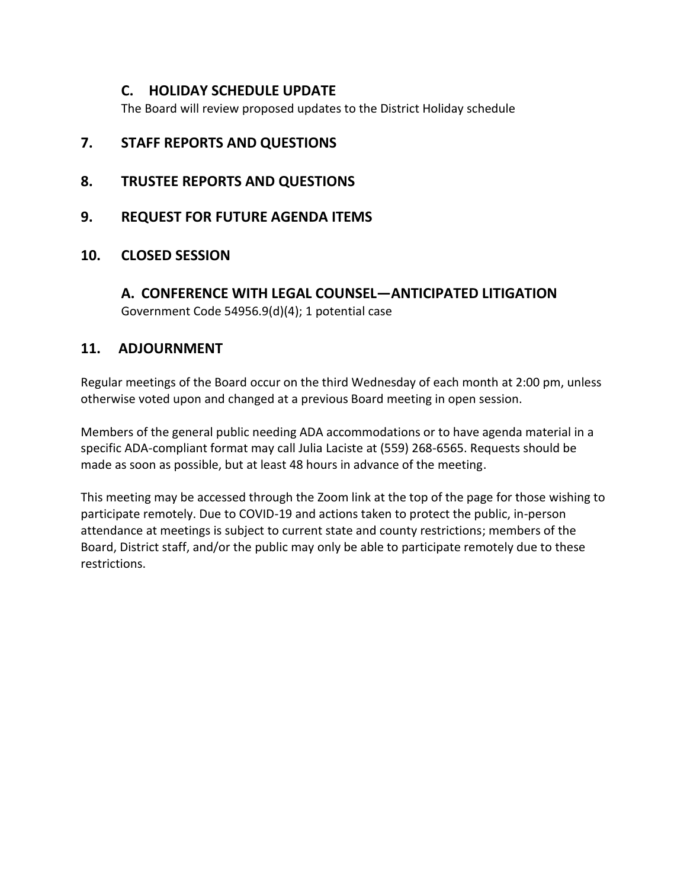### C. HOLIDAY SCHEDULE UPDATE

The Board will review proposed updates to the District Holiday schedule

## 7. STAFF REPORTS AND QUESTIONS

## 8. TRUSTEE REPORTS AND QUESTIONS

## 9. REQUEST FOR FUTURE AGENDA ITEMS

## 10. CLOSED SESSION

### A. CONFERENCE WITH LEGAL COUNSEL—ANTICIPATED LITIGATION

Government Code 54956.9(d)(4); 1 potential case

## 11. ADJOURNMENT

Regular meetings of the Board occur on the third Wednesday of each month at 2:00 pm, unless otherwise voted upon and changed at a previous Board meeting in open session.

Members of the general public needing ADA accommodations or to have agenda material in a specific ADA-compliant format may call Julia Laciste at (559) 268-6565. Requests should be made as soon as possible, but at least 48 hours in advance of the meeting.

This meeting may be accessed through the Zoom link at the top of the page for those wishing to participate remotely. Due to COVID-19 and actions taken to protect the public, in-person attendance at meetings is subject to current state and county restrictions; members of the Board, District staff, and/or the public may only be able to participate remotely due to these restrictions.